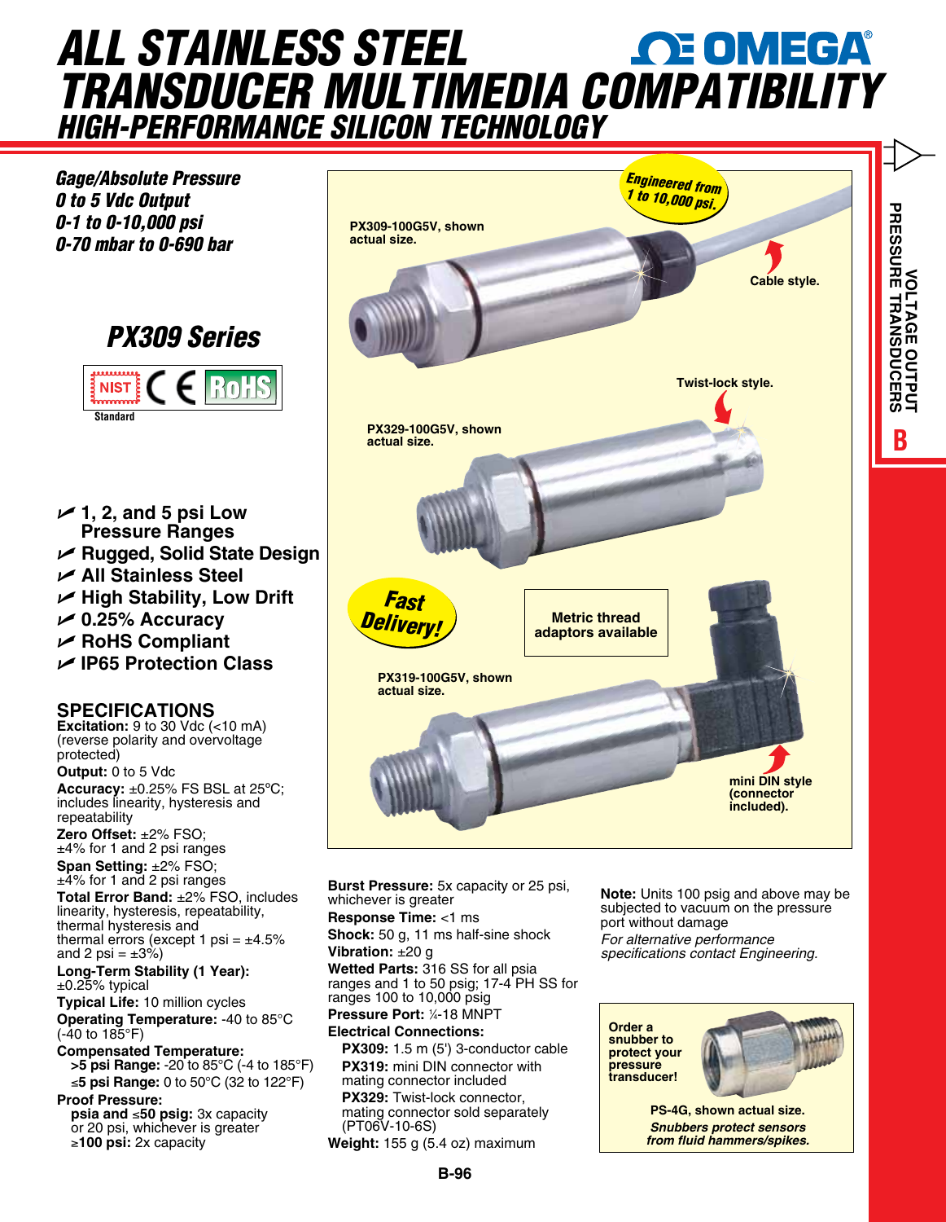# ALL STAINLESS STEEL TRANSDUCER MULTIMEDIA COMPATIBILITY

## HIGH-PERFORMANCE SILICON TECHNOLOGY

***Gage/Absolute Pressure***
***0 to 5 Vdc Output***
***0-1 to 0-10,000 psi***
***0-70 mbar to 0-690 bar***

## PX309 Series

NIST Standard CE RoHS

- ✓ **1, 2, and 5 psi Low Pressure Ranges**
- ✓ **Rugged, Solid State Design**
- ✓ **All Stainless Steel**
- ✓ **High Stability, Low Drift**
- ✓ **0.25% Accuracy**
- ✓ **RoHS Compliant**
- ✓ **IP65 Protection Class**

**PX309-100G5V, shown actual size.**

*Engineered from 1 to 10,000 psi.*

**Cable style.**

**Twist-lock style.**

**PX329-100G5V, shown actual size.**

*Fast Delivery!*

**Metric thread adaptors available**

**PX319-100G5V, shown actual size.**

**mini DIN style (connector included).**

## SPECIFICATIONS

**Excitation:** 9 to 30 Vdc (<10 mA) (reverse polarity and overvoltage protected)

**Output:** 0 to 5 Vdc

**Accuracy:** ±0.25% FS BSL at 25°C; includes linearity, hysteresis and repeatability

**Zero Offset:** ±2% FSO; ±4% for 1 and 2 psi ranges

**Span Setting:** ±2% FSO; ±4% for 1 and 2 psi ranges

**Total Error Band:** ±2% FSO, includes linearity, hysteresis, repeatability, thermal hysteresis and thermal errors (except 1 psi = ±4.5% and 2 psi = ±3%)

**Long-Term Stability (1 Year):** ±0.25% typical

**Typical Life:** 10 million cycles

**Operating Temperature:** -40 to 85°C (-40 to 185°F)

**Compensated Temperature:**
- **>5 psi Range:** -20 to 85°C (-4 to 185°F)
- **≤5 psi Range:** 0 to 50°C (32 to 122°F)

**Proof Pressure:**
- **psia and ≤50 psig:** 3x capacity or 20 psi, whichever is greater
- **≥100 psi:** 2x capacity

**Burst Pressure:** 5x capacity or 25 psi, whichever is greater

**Response Time:** <1 ms

**Shock:** 50 g, 11 ms half-sine shock

**Vibration:** ±20 g

**Wetted Parts:** 316 SS for all psia ranges and 1 to 50 psig; 17-4 PH SS for ranges 100 to 10,000 psig

**Pressure Port:** ¼-18 MNPT

**Electrical Connections:**
- **PX309:** 1.5 m (5') 3-conductor cable
- **PX319:** mini DIN connector with mating connector included
- **PX329:** Twist-lock connector, mating connector sold separately (PT06V-10-6S)

**Weight:** 155 g (5.4 oz) maximum

**Note:** Units 100 psig and above may be subjected to vacuum on the pressure port without damage

*For alternative performance specifications contact Engineering.*

**Order a snubber to protect your pressure transducer!**

**PS-4G, shown actual size.**

***Snubbers protect sensors from fluid hammers/spikes.***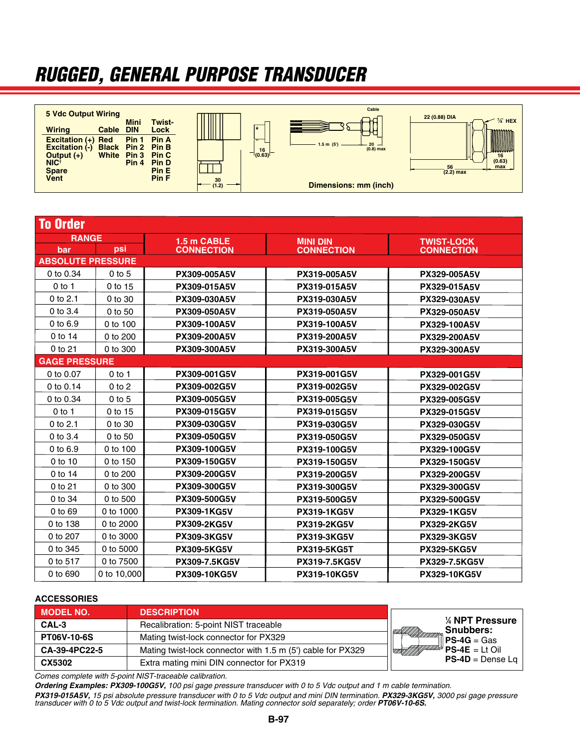# RUGGED, GENERAL PURPOSE TRANSDUCER

**5 Vdc Output Wiring**

| Wiring | Cable | Mini DIN | Twist-Lock |
|---|---|---|---|
| Excitation (+) | Red | Pin 1 | Pin A |
| Excitation (-) | Black | Pin 2 | Pin B |
| Output (+) | White | Pin 3 | Pin C |
| NIC[†] | | Pin 4 | Pin D |
| Spare | | | Pin E |
| Vent | | | Pin F |

16 (0.63)

30 (1.2)

Cable

1.5 m (5')

20 (0.8) max

22 (0.88) DIA

7⁄8" HEX

16 (0.63) max

56 (2.2) max

Dimensions: mm (inch)

## To Order

| RANGE | | 1.5 m CABLE CONNECTION | MINI DIN CONNECTION | TWIST-LOCK CONNECTION |
|---|---|---|---|---|
| **bar** | **psi** | | | |
| **ABSOLUTE PRESSURE** | | | | |
| 0 to 0.34 | 0 to 5 | PX309-005A5V | PX319-005A5V | PX329-005A5V |
| 0 to 1 | 0 to 15 | PX309-015A5V | PX319-015A5V | PX329-015A5V |
| 0 to 2.1 | 0 to 30 | PX309-030A5V | PX319-030A5V | PX329-030A5V |
| 0 to 3.4 | 0 to 50 | PX309-050A5V | PX319-050A5V | PX329-050A5V |
| 0 to 6.9 | 0 to 100 | PX309-100A5V | PX319-100A5V | PX329-100A5V |
| 0 to 14 | 0 to 200 | PX309-200A5V | PX319-200A5V | PX329-200A5V |
| 0 to 21 | 0 to 300 | PX309-300A5V | PX319-300A5V | PX329-300A5V |
| **GAGE PRESSURE** | | | | |
| 0 to 0.07 | 0 to 1 | PX309-001G5V | PX319-001G5V | PX329-001G5V |
| 0 to 0.14 | 0 to 2 | PX309-002G5V | PX319-002G5V | PX329-002G5V |
| 0 to 0.34 | 0 to 5 | PX309-005G5V | PX319-005G5V | PX329-005G5V |
| 0 to 1 | 0 to 15 | PX309-015G5V | PX319-015G5V | PX329-015G5V |
| 0 to 2.1 | 0 to 30 | PX309-030G5V | PX319-030G5V | PX329-030G5V |
| 0 to 3.4 | 0 to 50 | PX309-050G5V | PX319-050G5V | PX329-050G5V |
| 0 to 6.9 | 0 to 100 | PX309-100G5V | PX319-100G5V | PX329-100G5V |
| 0 to 10 | 0 to 150 | PX309-150G5V | PX319-150G5V | PX329-150G5V |
| 0 to 14 | 0 to 200 | PX309-200G5V | PX319-200G5V | PX329-200G5V |
| 0 to 21 | 0 to 300 | PX309-300G5V | PX319-300G5V | PX329-300G5V |
| 0 to 34 | 0 to 500 | PX309-500G5V | PX319-500G5V | PX329-500G5V |
| 0 to 69 | 0 to 1000 | PX309-1KG5V | PX319-1KG5V | PX329-1KG5V |
| 0 to 138 | 0 to 2000 | PX309-2KG5V | PX319-2KG5V | PX329-2KG5V |
| 0 to 207 | 0 to 3000 | PX309-3KG5V | PX319-3KG5V | PX329-3KG5V |
| 0 to 345 | 0 to 5000 | PX309-5KG5V | PX319-5KG5T | PX329-5KG5V |
| 0 to 517 | 0 to 7500 | PX309-7.5KG5V | PX319-7.5KG5V | PX329-7.5KG5V |
| 0 to 690 | 0 to 10,000 | PX309-10KG5V | PX319-10KG5V | PX329-10KG5V |

### ACCESSORIES

| MODEL NO. | DESCRIPTION |
|---|---|
| **CAL-3** | Recalibration: 5-point NIST traceable |
| **PT06V-10-6S** | Mating twist-lock connector for PX329 |
| **CA-39-4PC22-5** | Mating twist-lock connector with 1.5 m (5') cable for PX329 |
| **CX5302** | Extra mating mini DIN connector for PX319 |

**¼ NPT Pressure Snubbers:**
**PS-4G** = Gas
**PS-4E** = Lt Oil
**PS-4D** = Dense Lq

*Comes complete with 5-point NIST-traceable calibration.*

***Ordering Examples: PX309-100G5V,*** *100 psi gage pressure transducer with 0 to 5 Vdc output and 1 m cable termination.*

***PX319-015A5V,*** *15 psi absolute pressure transducer with 0 to 5 Vdc output and mini DIN termination.* ***PX329-3KG5V,*** *3000 psi gage pressure transducer with 0 to 5 Vdc output and twist-lock termination. Mating connector sold separately; order* ***PT06V-10-6S.***